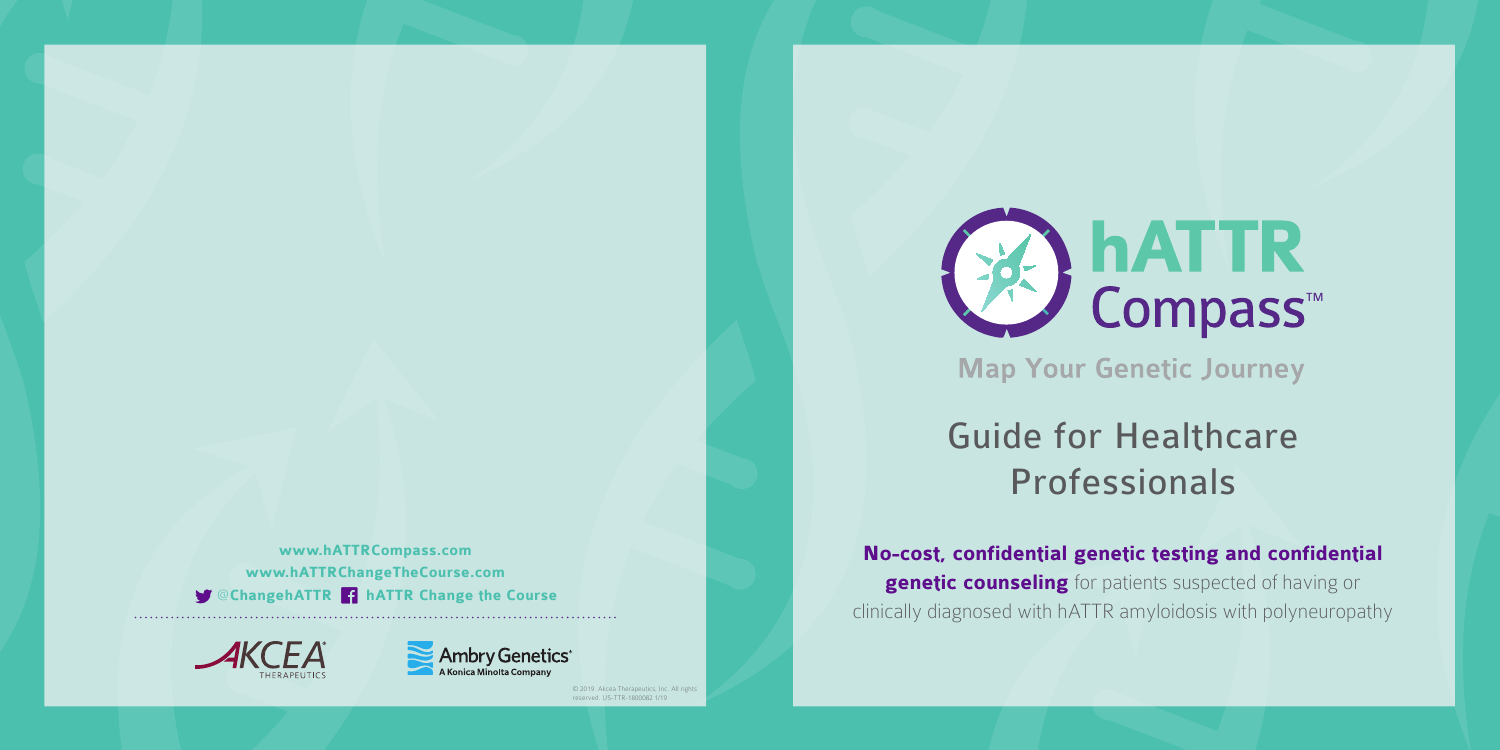# hATTR Compass™

**Map Your Genetic Journey**

## Guide for Healthcare Professionals

**No-cost, confidential genetic testing and confidential genetic counseling** for patients suspected of having or clinically diagnosed with hATTR amyloidosis with polyneuropathy

**www.hATTRCompass.com**
**www.hATTRChangeTheCourse.com**
**@ChangehATTR** **hATTR Change the Course**

AKCEA THERAPEUTICS

Ambry Genetics
A Konica Minolta Company

© 2019. Akcea Therapeutics, Inc. All rights reserved. US-TTR-1800082 1/19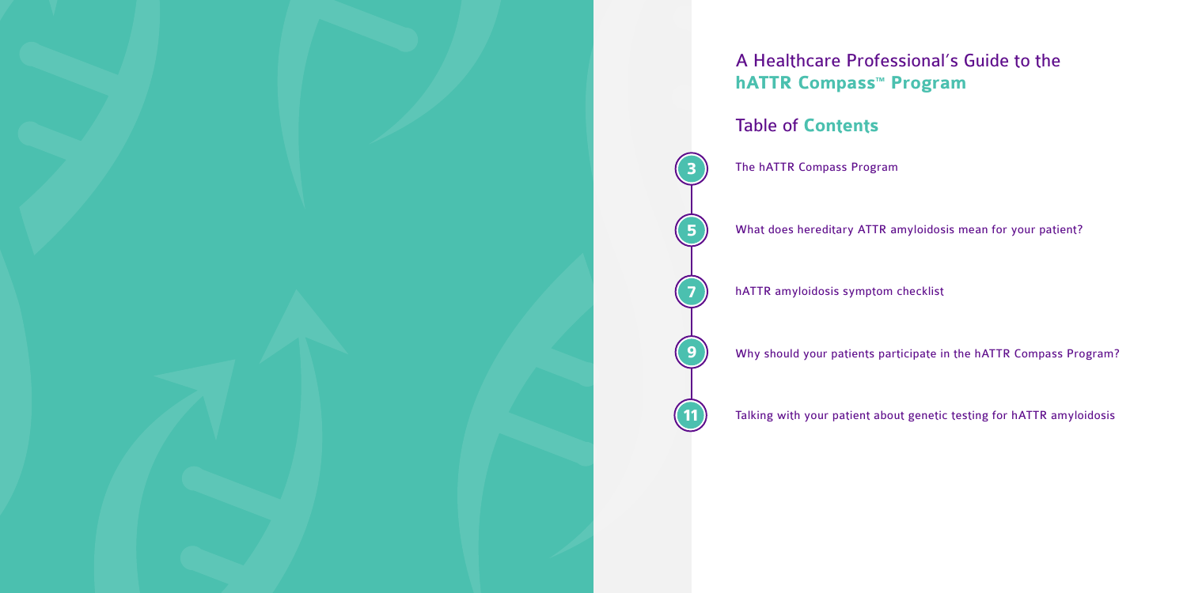# A Healthcare Professional's Guide to the **hATTR Compass™ Program**

## Table of **Contents**

- **3** The hATTR Compass Program
- **5** What does hereditary ATTR amyloidosis mean for your patient?
- **7** hATTR amyloidosis symptom checklist
- **9** Why should your patients participate in the hATTR Compass Program?
- **11** Talking with your patient about genetic testing for hATTR amyloidosis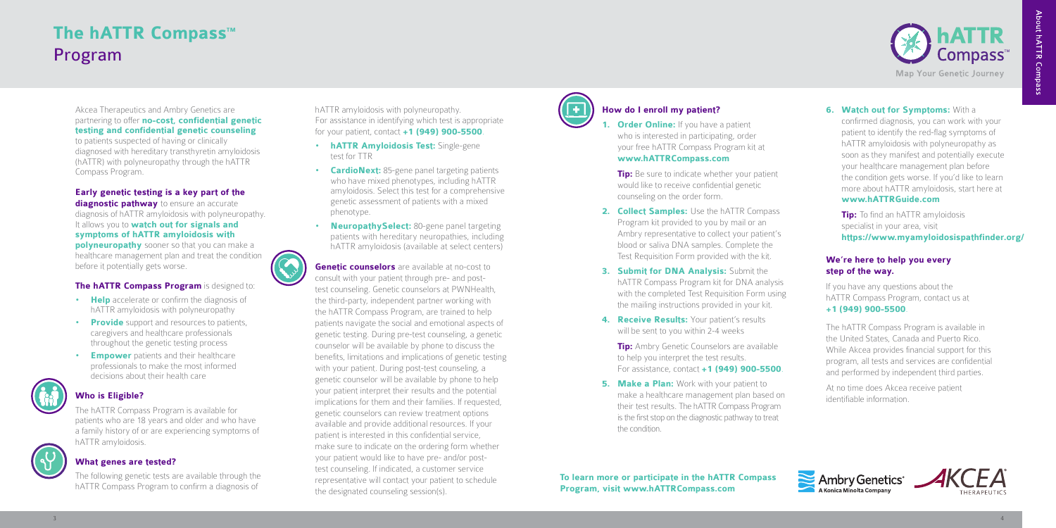# The hATTR Compass™ Program

Akcea Therapeutics and Ambry Genetics are partnering to offer **no-cost, confidential genetic testing and confidential genetic counseling** to patients suspected of having or clinically diagnosed with hereditary transthyretin amyloidosis (hATTR) with polyneuropathy through the hATTR Compass Program.

**Early genetic testing is a key part of the diagnostic pathway** to ensure an accurate diagnosis of hATTR amyloidosis with polyneuropathy. It allows you to **watch out for signals and symptoms of hATTR amyloidosis with polyneuropathy** sooner so that you can make a healthcare management plan and treat the condition before it potentially gets worse.

**The hATTR Compass Program** is designed to:

- **Help** accelerate or confirm the diagnosis of hATTR amyloidosis with polyneuropathy
- **Provide** support and resources to patients, caregivers and healthcare professionals throughout the genetic testing process
- **Empower** patients and their healthcare professionals to make the most informed decisions about their health care

## Who is Eligible?

The hATTR Compass Program is available for patients who are 18 years and older and who have a family history of or are experiencing symptoms of hATTR amyloidosis.

## What genes are tested?

The following genetic tests are available through the hATTR Compass Program to confirm a diagnosis of hATTR amyloidosis with polyneuropathy. For assistance in identifying which test is appropriate for your patient, contact **+1 (949) 900-5500**.

- **hATTR Amyloidosis Test:** Single-gene test for TTR
- **CardioNext:** 85-gene panel targeting patients who have mixed phenotypes, including hATTR amyloidosis. Select this test for a comprehensive genetic assessment of patients with a mixed phenotype.
- **NeuropathySelect:** 80-gene panel targeting patients with hereditary neuropathies, including hATTR amyloidosis (available at select centers)

**Genetic counselors** are available at no-cost to consult with your patient through pre- and post-test counseling. Genetic counselors at PWNHealth, the third-party, independent partner working with the hATTR Compass Program, are trained to help patients navigate the social and emotional aspects of genetic testing. During pre-test counseling, a genetic counselor will be available by phone to discuss the benefits, limitations and implications of genetic testing with your patient. During post-test counseling, a genetic counselor will be available by phone to help your patient interpret their results and the potential implications for them and their families. If requested, genetic counselors can review treatment options available and provide additional resources. If your patient is interested in this confidential service, make sure to indicate on the ordering form whether your patient would like to have pre- and/or post-test counseling. If indicated, a customer service representative will contact your patient to schedule the designated counseling session(s).

## How do I enroll my patient?

1. **Order Online:** If you have a patient who is interested in participating, order your free hATTR Compass Program kit at **www.hATTRCompass.com**

   **Tip:** Be sure to indicate whether your patient would like to receive confidential genetic counseling on the order form.

2. **Collect Samples:** Use the hATTR Compass Program kit provided to you by mail or an Ambry representative to collect your patient's blood or saliva DNA samples. Complete the Test Requisition Form provided with the kit.

3. **Submit for DNA Analysis:** Submit the hATTR Compass Program kit for DNA analysis with the completed Test Requisition Form using the mailing instructions provided in your kit.

4. **Receive Results:** Your patient's results will be sent to you within 2-4 weeks

   **Tip:** Ambry Genetic Counselors are available to help you interpret the test results. For assistance, contact **+1 (949) 900-5500**.

5. **Make a Plan:** Work with your patient to make a healthcare management plan based on their test results. The hATTR Compass Program is the first stop on the diagnostic pathway to treat the condition.

6. **Watch out for Symptoms:** With a confirmed diagnosis, you can work with your patient to identify the red-flag symptoms of hATTR amyloidosis with polyneuropathy as soon as they manifest and potentially execute your healthcare management plan before the condition gets worse. If you'd like to learn more about hATTR amyloidosis, start here at **www.hATTRGuide.com**

   **Tip:** To find an hATTR amyloidosis specialist in your area, visit **https://www.myamyloidosispathfinder.org/**

**To learn more or participate in the hATTR Compass Program, visit www.hATTRCompass.com**

## We're here to help you every step of the way.

If you have any questions about the hATTR Compass Program, contact us at **+1 (949) 900-5500**.

The hATTR Compass Program is available in the United States, Canada and Puerto Rico. While Akcea provides financial support for this program, all tests and services are confidential and performed by independent third parties.

At no time does Akcea receive patient identifiable information.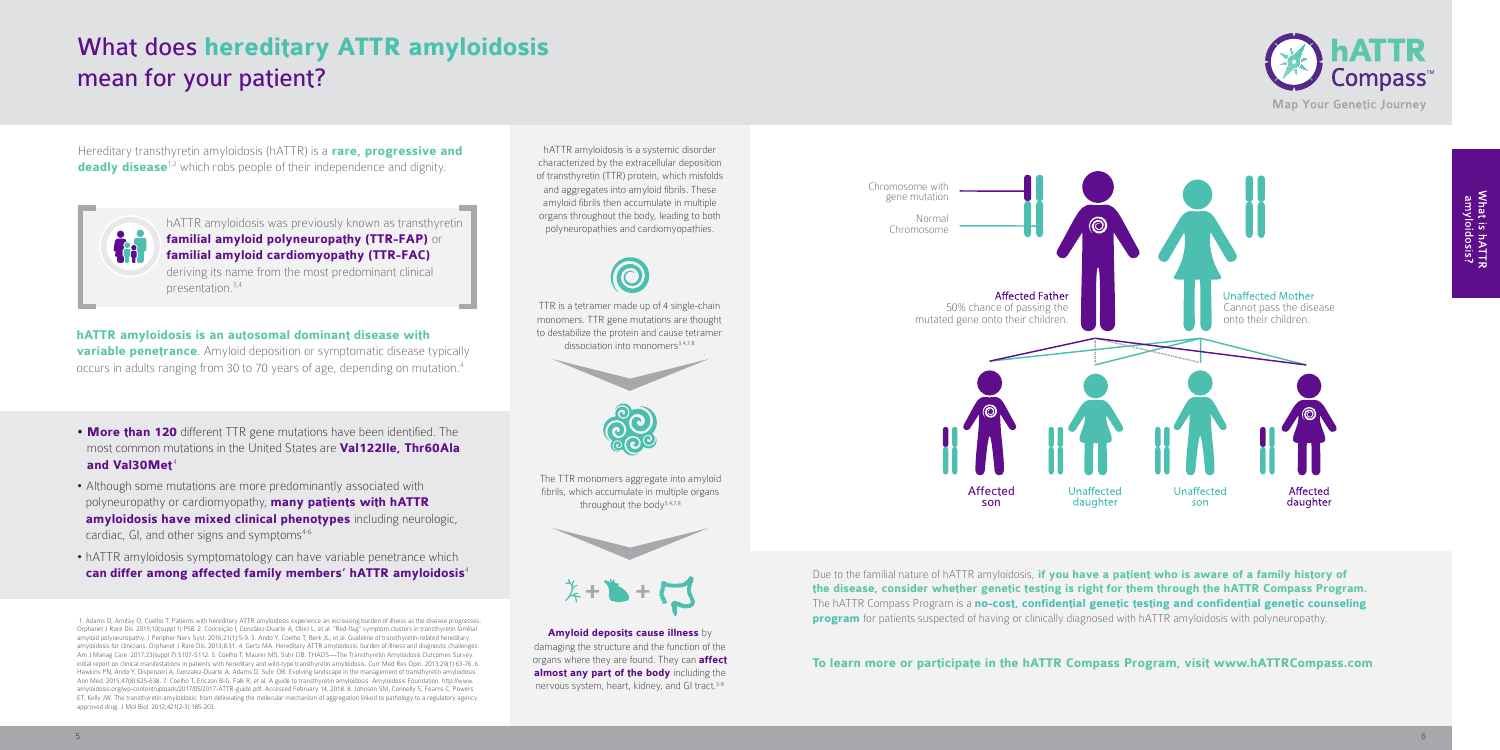# What does **hereditary ATTR amyloidosis** mean for your patient?

Hereditary transthyretin amyloidosis (hATTR) is a **rare, progressive and deadly disease**[1,2] which robs people of their independence and dignity.

hATTR amyloidosis was previously known as transthyretin **familial amyloid polyneuropathy (TTR-FAP)** or **familial amyloid cardiomyopathy (TTR-FAC)** deriving its name from the most predominant clinical presentation.[3,4]

**hATTR amyloidosis is an autosomal dominant disease with variable penetrance**. Amyloid deposition or symptomatic disease typically occurs in adults ranging from 30 to 70 years of age, depending on mutation.[4]

- **More than 120** different TTR gene mutations have been identified. The most common mutations in the United States are **Val122Ile, Thr60Ala and Val30Met**[4]
- Although some mutations are more predominantly associated with polyneuropathy or cardiomyopathy, **many patients with hATTR amyloidosis have mixed clinical phenotypes** including neurologic, cardiac, GI, and other signs and symptoms[4-6]
- hATTR amyloidosis symptomatology can have variable penetrance which **can differ among affected family members' hATTR amyloidosis**[4]

1. Adams D, Amitay O, Coelho T. Patients with hereditary ATTR amyloidosis experience an increasing burden of illness as the disease progresses. Orphanet J Rare Dis. 2015;10(suppl 1):P58. 2. Conceição I, González-Duarte A, Obici L, et al. "Red-flag" symptom clusters in transthyretin familial amyloid polyneuropathy. J Peripher Nerv Syst. 2016;21(1):5-9. 3. Ando Y, Coelho T, Berk JL, et al. Guideline of transthyretin-related hereditary amyloidosis for clinicians. Orphanet J Rare Dis. 2013;8:31. 4. Gertz MA. Hereditary ATTR amyloidosis: burden of illness and diagnostic challenges. Am J Manag Care. 2017;23(suppl 7):S107-S112. 5. Coelho T, Maurer MS, Suhr OB. THAOS—The Transthyretin Amyloidosis Outcomes Survey: initial report on clinical manifestations in patients with hereditary and wild-type transthyretin amyloidosis. Curr Med Res Opin. 2013;29(1):63-76. 6. Hawkins PN, Ando Y, Dispenzeri A, Gonzalez-Duarte A, Adams D, Suhr OB. Evolving landscape in the management of transthyretin amyloidosis. Ann Med. 2015;47(8):625-638. 7. Coelho T, Ericzon B-G, Falk R, et al. A guide to transthyretin amyloidosis. Amyloidosis Foundation. http://www.amyloidosis.org/wp-content/uploads/2017/05/2017-ATTR-guide.pdf. Accessed February 14, 2018. 8. Johnson SM, Connelly S, Fearns C, Powers ET, Kelly JW. The transthyretin amyloidosis: from delineating the molecular mechanism of aggregation linked to pathology to a regulatory agency approved drug. J Mol Biol. 2012;421(2-3):185-203.

hATTR amyloidosis is a systemic disorder characterized by the extracellular deposition of transthyretin (TTR) protein, which misfolds and aggregates into amyloid fibrils. These amyloid fibrils then accumulate in multiple organs throughout the body, leading to both polyneuropathies and cardiomyopathies.

TTR is a tetramer made up of 4 single-chain monomers. TTR gene mutations are thought to destabilize the protein and cause tetramer dissociation into monomers[3,4,7,8]

The TTR monomers aggregate into amyloid fibrils, which accumulate in multiple organs throughout the body[3,4,7,8]

**Amyloid deposits cause illness** by damaging the structure and the function of the organs where they are found. They can **affect almost any part of the body** including the nervous system, heart, kidney, and GI tract.[3-8]

Chromosome with gene mutation

Normal Chromosome

**Affected Father**
50% chance of passing the mutated gene onto their children.

**Unaffected Mother**
Cannot pass the disease onto their children.

Affected son | Unaffected daughter | Unaffected son | Affected daughter

Due to the familial nature of hATTR amyloidosis, **if you have a patient who is aware of a family history of the disease, consider whether genetic testing is right for them through the hATTR Compass Program.** The hATTR Compass Program is a **no-cost, confidential genetic testing and confidential genetic counseling program** for patients suspected of having or clinically diagnosed with hATTR amyloidosis with polyneuropathy.

**To learn more or participate in the hATTR Compass Program, visit www.hATTRCompass.com**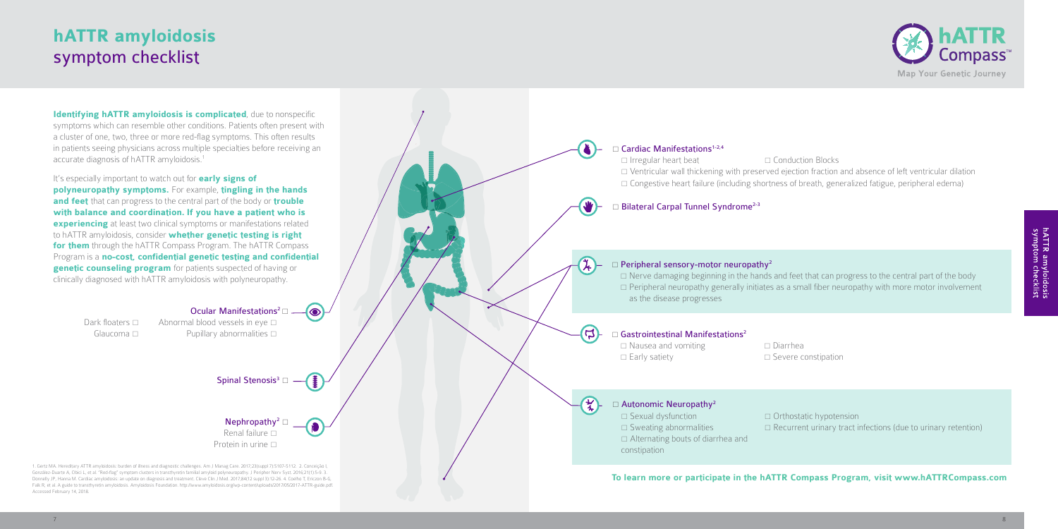# hATTR amyloidosis symptom checklist

**Identifying hATTR amyloidosis is complicated**, due to nonspecific symptoms which can resemble other conditions. Patients often present with a cluster of one, two, three or more red-flag symptoms. This often results in patients seeing physicians across multiple specialties before receiving an accurate diagnosis of hATTR amyloidosis.[1]

It's especially important to watch out for **early signs of polyneuropathy symptoms.** For example, **tingling in the hands and feet** that can progress to the central part of the body or **trouble with balance and coordination. If you have a patient who is experiencing** at least two clinical symptoms or manifestations related to hATTR amyloidosis, consider **whether genetic testing is right for them** through the hATTR Compass Program. The hATTR Compass Program is a **no-cost, confidential genetic testing and confidential genetic counseling program** for patients suspected of having or clinically diagnosed with hATTR amyloidosis with polyneuropathy.

**Ocular Manifestations[2]** □
- Dark floaters □
- Glaucoma □
- Abnormal blood vessels in eye □
- Pupillary abnormalities □

**Spinal Stenosis[3]** □

**Nephropathy[2]** □
- Renal failure □
- Protein in urine □

□ **Cardiac Manifestations[1,2,4]**
- □ Irregular heart beat
- □ Conduction Blocks
- □ Ventricular wall thickening with preserved ejection fraction and absence of left ventricular dilation
- □ Congestive heart failure (including shortness of breath, generalized fatigue, peripheral edema)

□ **Bilateral Carpal Tunnel Syndrome[2,3]**

□ **Peripheral sensory-motor neuropathy[2]**
- □ Nerve damaging beginning in the hands and feet that can progress to the central part of the body
- □ Peripheral neuropathy generally initiates as a small fiber neuropathy with more motor involvement as the disease progresses

□ **Gastrointestinal Manifestations[2]**
- □ Nausea and vomiting
- □ Early satiety
- □ Diarrhea
- □ Severe constipation

□ **Autonomic Neuropathy[2]**
- □ Sexual dysfunction
- □ Sweating abnormalities
- □ Alternating bouts of diarrhea and constipation
- □ Orthostatic hypotension
- □ Recurrent urinary tract infections (due to urinary retention)

**To learn more or participate in the hATTR Compass Program, visit www.hATTRCompass.com**

1. Gertz MA. Hereditary ATTR amyloidosis: burden of illness and diagnostic challenges. Am J Manag Care. 2017;23(suppl 7):S107-S112. 2. Conceição I, González-Duarte A, Obici L, et al. "Red-flag" symptom clusters in transthyretin familial amyloid polyneuropathy. J Peripher Nerv Syst. 2016;21(1):5-9. 3. Donnelly JP, Hanna M. Cardiac amyloidosis: an update on diagnosis and treatment. Cleve Clin J Med. 2017;84(12 suppl 3):12-26. 4. Coelho T, Ericzon B-G, Falk R, et al. A guide to transthyretin amyloidosis. Amyloidosis Foundation. http://www.amyloidosis.org/wp-content/uploads/2017/05/2017-ATTR-guide.pdf. Accessed February 14, 2018.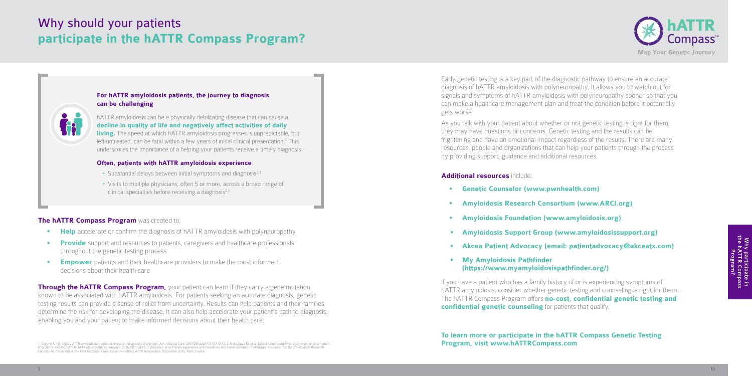# Why should your patients **participate in the hATTR Compass Program?**

hATTR Compass™

Map Your Genetic Journey

### For hATTR amyloidosis patients, the journey to diagnosis can be challenging

hATTR amyloidosis can be a physically debilitating disease that can cause a **decline in quality of life and negatively affect activities of daily living.** The speed at which hATTR amyloidosis progresses is unpredictable, but left untreated, can be fatal within a few years of initial clinical presentation.[1] This underscores the importance of a helping your patients receive a timely diagnosis.

### Often, patients with hATTR amyloidosis experience

- Substantial delays between initial symptoms and diagnosis[2,3]
- Visits to multiple physicians, often 5 or more, across a broad range of clinical specialties before receiving a diagnosis[2,3]

**The hATTR Compass Program** was created to:

- **Help** accelerate or confirm the diagnosis of hATTR amyloidosis with polyneuropathy
- **Provide** support and resources to patients, caregivers and healthcare professionals throughout the genetic testing process
- **Empower** patients and their healthcare providers to make the most informed decisions about their health care

**Through the hATTR Compass Program,** your patient can learn if they carry a gene mutation known to be associated with hATTR amyloidosis. For patients seeking an accurate diagnosis, genetic testing results can provide a sense of relief from uncertainty. Results can help patients and their families determine the risk for developing the disease. It can also help accelerate your patient's path to diagnosis, enabling you and your patient to make informed decisions about their health care.

1. Gertz MA. Hereditary ATTR amyloidosis: burden of illness and diagnostic challenges. Am J Manag Care. 2017;23(suppl 7):S107-S112. 2. Nakagawa M, et al. Carpal tunnel syndrome: a common initial symptom of systemic wild-type ATTR (ATTRwt) amyloidosis. Amyloid. 2016;23(1):58-63. 3. Lousada I, et al. Patient experience with hereditary and senile systemic amyloidoses: a survey from the Amyloidosis Research Consortium. Presented at: the First European Congress on Hereditary ATTR Amyloidosis; November 2015; Paris, France.

Early genetic testing is a key part of the diagnostic pathway to ensure an accurate diagnosis of hATTR amyloidosis with polyneuropathy. It allows you to watch out for signals and symptoms of hATTR amyloidosis with polyneuropathy sooner so that you can make a healthcare management plan and treat the condition before it potentially gets worse.

As you talk with your patient about whether or not genetic testing is right for them, they may have questions or concerns. Genetic testing and the results can be frightening and have an emotional impact regardless of the results. There are many resources, people and organizations that can help your patients through the process by providing support, guidance and additional resources.

**Additional resources** include:

- **Genetic Counselor (www.pwnhealth.com)**
- **Amyloidosis Research Consortium (www.ARCI.org)**
- **Amyloidosis Foundation (www.amyloidosis.org)**
- **Amyloidosis Support Group (www.amyloidosissupport.org)**
- **Akcea Patient Advocacy (email: patientadvocacy@akceatx.com)**
- **My Amyloidosis Pathfinder (https://www.myamyloidosispathfinder.org/)**

If you have a patient who has a family history of or is experiencing symptoms of hATTR amyloidosis, consider whether genetic testing and counseling is right for them. The hATTR Compass Program offers **no-cost, confidential genetic testing and confidential genetic counseling** for patients that qualify.

**To learn more or participate in the hATTR Compass Genetic Testing Program, visit www.hATTRCompass.com**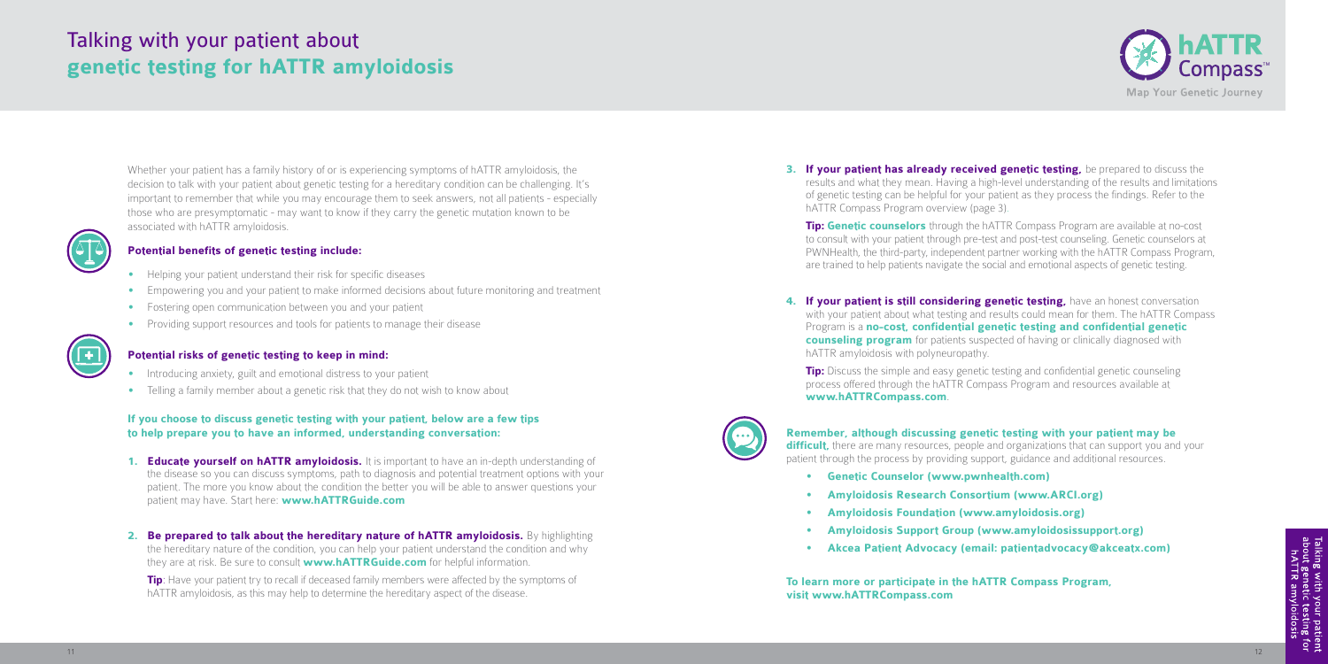# Talking with your patient about **genetic testing for hATTR amyloidosis**

Whether your patient has a family history of or is experiencing symptoms of hATTR amyloidosis, the decision to talk with your patient about genetic testing for a hereditary condition can be challenging. It's important to remember that while you may encourage them to seek answers, not all patients - especially those who are presymptomatic - may want to know if they carry the genetic mutation known to be associated with hATTR amyloidosis.

### Potential benefits of genetic testing include:

- Helping your patient understand their risk for specific diseases
- Empowering you and your patient to make informed decisions about future monitoring and treatment
- Fostering open communication between you and your patient
- Providing support resources and tools for patients to manage their disease

### Potential risks of genetic testing to keep in mind:

- Introducing anxiety, guilt and emotional distress to your patient
- Telling a family member about a genetic risk that they do not wish to know about

**If you choose to discuss genetic testing with your patient, below are a few tips to help prepare you to have an informed, understanding conversation:**

1. **Educate yourself on hATTR amyloidosis.** It is important to have an in-depth understanding of the disease so you can discuss symptoms, path to diagnosis and potential treatment options with your patient. The more you know about the condition the better you will be able to answer questions your patient may have. Start here: **www.hATTRGuide.com**

2. **Be prepared to talk about the hereditary nature of hATTR amyloidosis.** By highlighting the hereditary nature of the condition, you can help your patient understand the condition and why they are at risk. Be sure to consult **www.hATTRGuide.com** for helpful information.

   **Tip**: Have your patient try to recall if deceased family members were affected by the symptoms of hATTR amyloidosis, as this may help to determine the hereditary aspect of the disease.

3. **If your patient has already received genetic testing,** be prepared to discuss the results and what they mean. Having a high-level understanding of the results and limitations of genetic testing can be helpful for your patient as they process the findings. Refer to the hATTR Compass Program overview (page 3).

   **Tip: Genetic counselors** through the hATTR Compass Program are available at no-cost to consult with your patient through pre-test and post-test counseling. Genetic counselors at PWNHealth, the third-party, independent partner working with the hATTR Compass Program, are trained to help patients navigate the social and emotional aspects of genetic testing.

4. **If your patient is still considering genetic testing,** have an honest conversation with your patient about what testing and results could mean for them. The hATTR Compass Program is a **no-cost, confidential genetic testing and confidential genetic counseling program** for patients suspected of having or clinically diagnosed with hATTR amyloidosis with polyneuropathy.

   **Tip:** Discuss the simple and easy genetic testing and confidential genetic counseling process offered through the hATTR Compass Program and resources available at **www.hATTRCompass.com**.

**Remember, although discussing genetic testing with your patient may be difficult,** there are many resources, people and organizations that can support you and your patient through the process by providing support, guidance and additional resources.

- **Genetic Counselor (www.pwnhealth.com)**
- **Amyloidosis Research Consortium (www.ARCI.org)**
- **Amyloidosis Foundation (www.amyloidosis.org)**
- **Amyloidosis Support Group (www.amyloidosissupport.org)**
- **Akcea Patient Advocacy (email: patientadvocacy@akceatx.com)**

**To learn more or participate in the hATTR Compass Program, visit www.hATTRCompass.com**